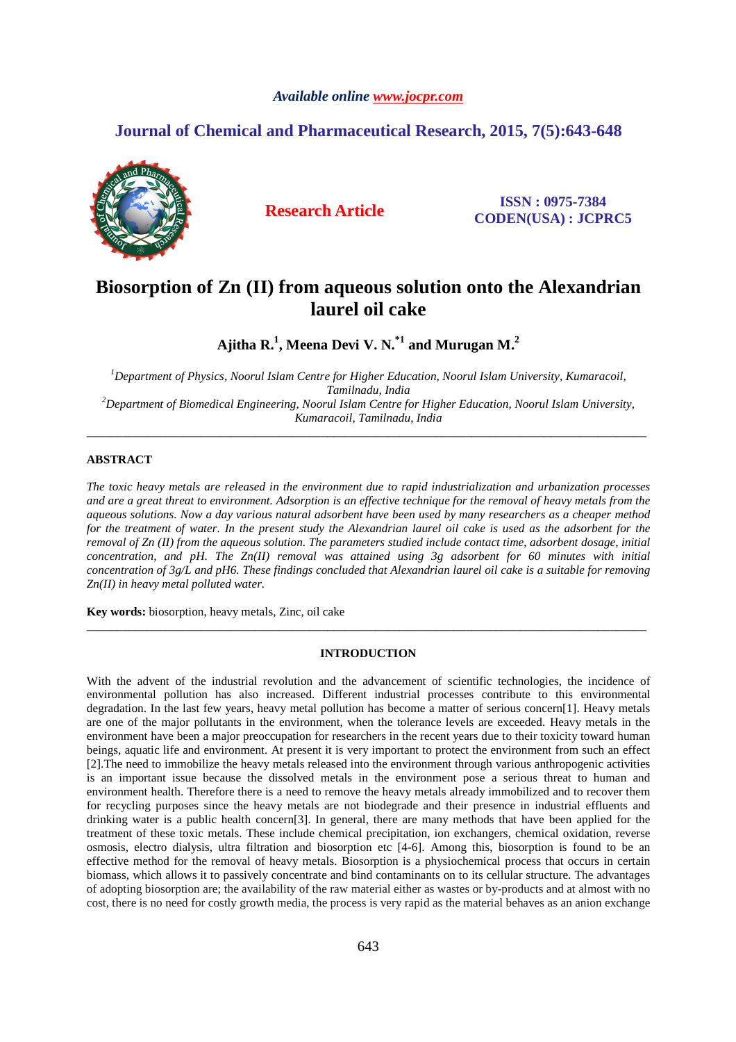# Biosorption of Zn (II) from aqueous solution onto the Alexandrian laurel oil cake

**Ajitha R.[1], Meena Devi V. N.[*1] and Murugan M.[2]**

[1]*Department of Physics, Noorul Islam Centre for Higher Education, Noorul Islam University, Kumaracoil, Tamilnadu, India*
[2]*Department of Biomedical Engineering, Noorul Islam Centre for Higher Education, Noorul Islam University, Kumaracoil, Tamilnadu, India*

---

## ABSTRACT

*The toxic heavy metals are released in the environment due to rapid industrialization and urbanization processes and are a great threat to environment. Adsorption is an effective technique for the removal of heavy metals from the aqueous solutions. Now a day various natural adsorbent have been used by many researchers as a cheaper method for the treatment of water. In the present study the Alexandrian laurel oil cake is used as the adsorbent for the removal of Zn (II) from the aqueous solution. The parameters studied include contact time, adsorbent dosage, initial concentration, and pH. The Zn(II) removal was attained using 3g adsorbent for 60 minutes with initial concentration of 3g/L and pH6. These findings concluded that Alexandrian laurel oil cake is a suitable for removing Zn(II) in heavy metal polluted water.*

**Key words:** biosorption, heavy metals, Zinc, oil cake

---

## INTRODUCTION

With the advent of the industrial revolution and the advancement of scientific technologies, the incidence of environmental pollution has also increased. Different industrial processes contribute to this environmental degradation. In the last few years, heavy metal pollution has become a matter of serious concern[1]. Heavy metals are one of the major pollutants in the environment, when the tolerance levels are exceeded. Heavy metals in the environment have been a major preoccupation for researchers in the recent years due to their toxicity toward human beings, aquatic life and environment. At present it is very important to protect the environment from such an effect [2].The need to immobilize the heavy metals released into the environment through various anthropogenic activities is an important issue because the dissolved metals in the environment pose a serious threat to human and environment health. Therefore there is a need to remove the heavy metals already immobilized and to recover them for recycling purposes since the heavy metals are not biodegrade and their presence in industrial effluents and drinking water is a public health concern[3]. In general, there are many methods that have been applied for the treatment of these toxic metals. These include chemical precipitation, ion exchangers, chemical oxidation, reverse osmosis, electro dialysis, ultra filtration and biosorption etc [4-6]. Among this, biosorption is found to be an effective method for the removal of heavy metals. Biosorption is a physiochemical process that occurs in certain biomass, which allows it to passively concentrate and bind contaminants on to its cellular structure. The advantages of adopting biosorption are; the availability of the raw material either as wastes or by-products and at almost with no cost, there is no need for costly growth media, the process is very rapid as the material behaves as an anion exchange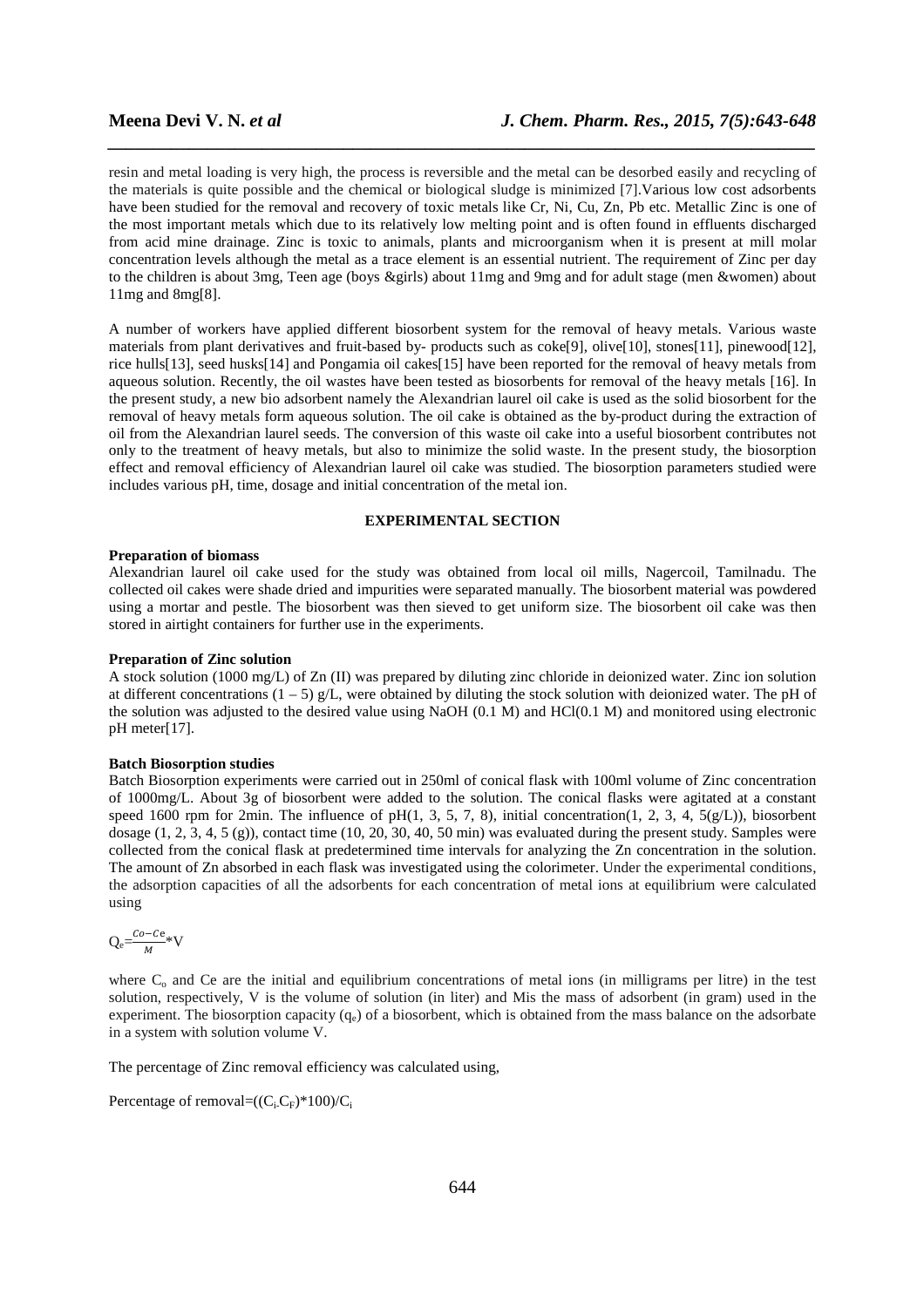resin and metal loading is very high, the process is reversible and the metal can be desorbed easily and recycling of the materials is quite possible and the chemical or biological sludge is minimized [7].Various low cost adsorbents have been studied for the removal and recovery of toxic metals like Cr, Ni, Cu, Zn, Pb etc. Metallic Zinc is one of the most important metals which due to its relatively low melting point and is often found in effluents discharged from acid mine drainage. Zinc is toxic to animals, plants and microorganism when it is present at mill molar concentration levels although the metal as a trace element is an essential nutrient. The requirement of Zinc per day to the children is about 3mg, Teen age (boys &girls) about 11mg and 9mg and for adult stage (men &women) about 11mg and 8mg[8].

A number of workers have applied different biosorbent system for the removal of heavy metals. Various waste materials from plant derivatives and fruit-based by- products such as coke[9], olive[10], stones[11], pinewood[12], rice hulls[13], seed husks[14] and Pongamia oil cakes[15] have been reported for the removal of heavy metals from aqueous solution. Recently, the oil wastes have been tested as biosorbents for removal of the heavy metals [16]. In the present study, a new bio adsorbent namely the Alexandrian laurel oil cake is used as the solid biosorbent for the removal of heavy metals form aqueous solution. The oil cake is obtained as the by-product during the extraction of oil from the Alexandrian laurel seeds. The conversion of this waste oil cake into a useful biosorbent contributes not only to the treatment of heavy metals, but also to minimize the solid waste. In the present study, the biosorption effect and removal efficiency of Alexandrian laurel oil cake was studied. The biosorption parameters studied were includes various pH, time, dosage and initial concentration of the metal ion.

## EXPERIMENTAL SECTION

**Preparation of biomass**

Alexandrian laurel oil cake used for the study was obtained from local oil mills, Nagercoil, Tamilnadu. The collected oil cakes were shade dried and impurities were separated manually. The biosorbent material was powdered using a mortar and pestle. The biosorbent was then sieved to get uniform size. The biosorbent oil cake was then stored in airtight containers for further use in the experiments.

**Preparation of Zinc solution**

A stock solution (1000 mg/L) of Zn (II) was prepared by diluting zinc chloride in deionized water. Zinc ion solution at different concentrations (1 – 5) g/L, were obtained by diluting the stock solution with deionized water. The pH of the solution was adjusted to the desired value using NaOH (0.1 M) and HCl(0.1 M) and monitored using electronic pH meter[17].

**Batch Biosorption studies**

Batch Biosorption experiments were carried out in 250ml of conical flask with 100ml volume of Zinc concentration of 1000mg/L. About 3g of biosorbent were added to the solution. The conical flasks were agitated at a constant speed 1600 rpm for 2min. The influence of pH(1, 3, 5, 7, 8), initial concentration(1, 2, 3, 4, 5(g/L)), biosorbent dosage (1, 2, 3, 4, 5 (g)), contact time (10, 20, 30, 40, 50 min) was evaluated during the present study. Samples were collected from the conical flask at predetermined time intervals for analyzing the Zn concentration in the solution. The amount of Zn absorbed in each flask was investigated using the colorimeter. Under the experimental conditions, the adsorption capacities of all the adsorbents for each concentration of metal ions at equilibrium were calculated using

$$Q_e = \frac{Co - Ce}{M} * V$$

where $C_o$ and Ce are the initial and equilibrium concentrations of metal ions (in milligrams per litre) in the test solution, respectively, V is the volume of solution (in liter) and Mis the mass of adsorbent (in gram) used in the experiment. The biosorption capacity ($q_e$) of a biosorbent, which is obtained from the mass balance on the adsorbate in a system with solution volume V.

The percentage of Zinc removal efficiency was calculated using,

Percentage of removal$=((C_i \text{-} C_F)*100)/C_i$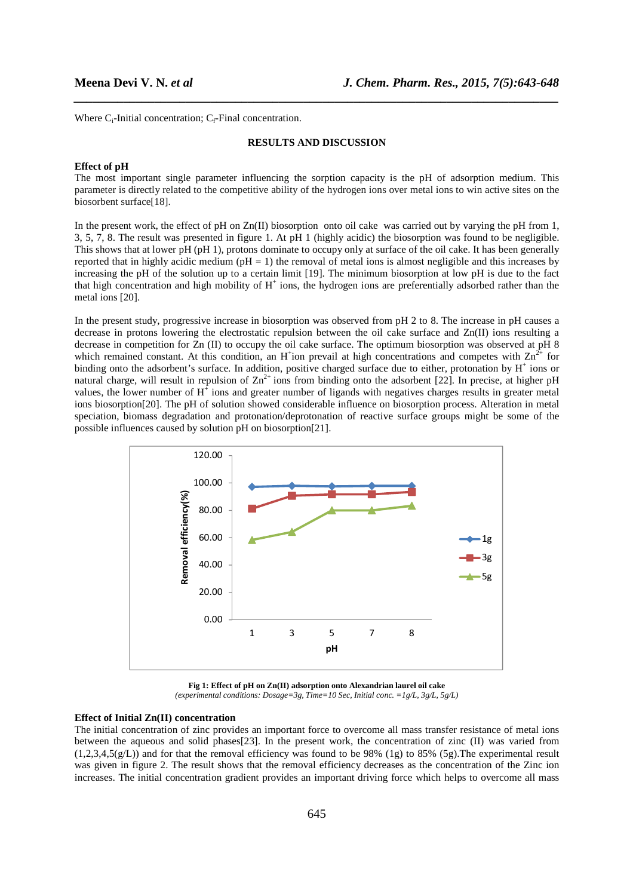Where $C_i$-Initial concentration; $C_f$-Final concentration.

## RESULTS AND DISCUSSION

### Effect of pH

The most important single parameter influencing the sorption capacity is the pH of adsorption medium. This parameter is directly related to the competitive ability of the hydrogen ions over metal ions to win active sites on the biosorbent surface[18].

In the present work, the effect of pH on Zn(II) biosorption onto oil cake was carried out by varying the pH from 1, 3, 5, 7, 8. The result was presented in figure 1. At pH 1 (highly acidic) the biosorption was found to be negligible. This shows that at lower pH (pH 1), protons dominate to occupy only at surface of the oil cake. It has been generally reported that in highly acidic medium (pH = 1) the removal of metal ions is almost negligible and this increases by increasing the pH of the solution up to a certain limit [19]. The minimum biosorption at low pH is due to the fact that high concentration and high mobility of $H^+$ ions, the hydrogen ions are preferentially adsorbed rather than the metal ions [20].

In the present study, progressive increase in biosorption was observed from pH 2 to 8. The increase in pH causes a decrease in protons lowering the electrostatic repulsion between the oil cake surface and Zn(II) ions resulting a decrease in competition for Zn (II) to occupy the oil cake surface. The optimum biosorption was observed at pH 8 which remained constant. At this condition, an $H^+$ion prevail at high concentrations and competes with $Zn^{2+}$ for binding onto the adsorbent's surface. In addition, positive charged surface due to either, protonation by $H^+$ ions or natural charge, will result in repulsion of $Zn^{2+}$ ions from binding onto the adsorbent [22]. In precise, at higher pH values, the lower number of $H^+$ ions and greater number of ligands with negatives charges results in greater metal ions biosorption[20]. The pH of solution showed considerable influence on biosorption process. Alteration in metal speciation, biomass degradation and protonation/deprotonation of reactive surface groups might be some of the possible influences caused by solution pH on biosorption[21].

**Fig 1: Effect of pH on Zn(II) adsorption onto Alexandrian laurel oil cake**
*(experimental conditions: Dosage=3g, Time=10 Sec, Initial conc. =1g/L, 3g/L, 5g/L)*

### Effect of Initial Zn(II) concentration

The initial concentration of zinc provides an important force to overcome all mass transfer resistance of metal ions between the aqueous and solid phases[23]. In the present work, the concentration of zinc (II) was varied from (1,2,3,4,5(g/L)) and for that the removal efficiency was found to be 98% (1g) to 85% (5g).The experimental result was given in figure 2. The result shows that the removal efficiency decreases as the concentration of the Zinc ion increases. The initial concentration gradient provides an important driving force which helps to overcome all mass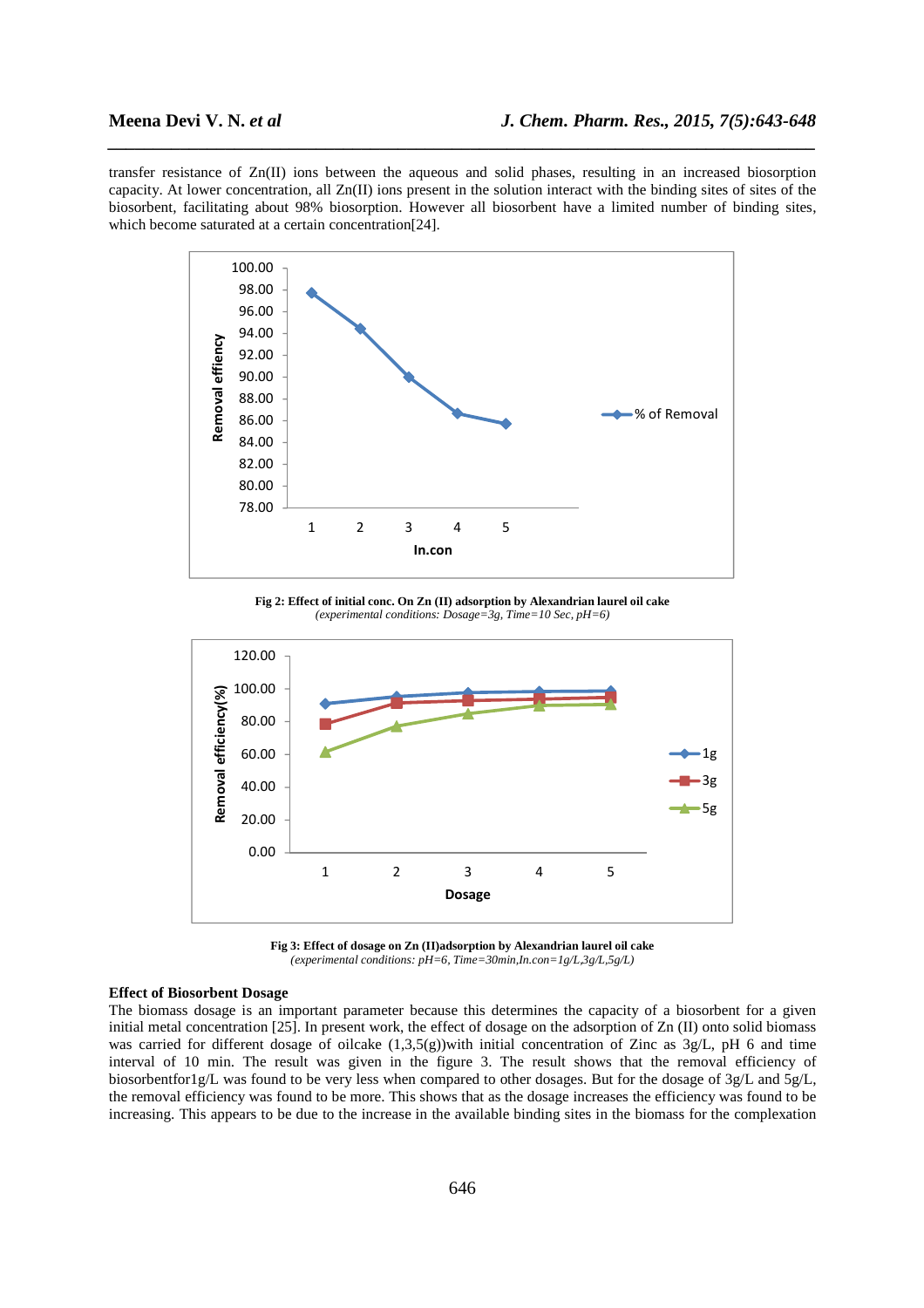transfer resistance of Zn(II) ions between the aqueous and solid phases, resulting in an increased biosorption capacity. At lower concentration, all Zn(II) ions present in the solution interact with the binding sites of sites of the biosorbent, facilitating about 98% biosorption. However all biosorbent have a limited number of binding sites, which become saturated at a certain concentration[24].

**Fig 2: Effect of initial conc. On Zn (II) adsorption by Alexandrian laurel oil cake**
*(experimental conditions: Dosage=3g, Time=10 Sec, pH=6)*

**Fig 3: Effect of dosage on Zn (II)adsorption by Alexandrian laurel oil cake**
*(experimental conditions: pH=6, Time=30min,In.con=1g/L,3g/L,5g/L)*

### Effect of Biosorbent Dosage

The biomass dosage is an important parameter because this determines the capacity of a biosorbent for a given initial metal concentration [25]. In present work, the effect of dosage on the adsorption of Zn (II) onto solid biomass was carried for different dosage of oilcake (1,3,5(g))with initial concentration of Zinc as 3g/L, pH 6 and time interval of 10 min. The result was given in the figure 3. The result shows that the removal efficiency of biosorbentfor1g/L was found to be very less when compared to other dosages. But for the dosage of 3g/L and 5g/L, the removal efficiency was found to be more. This shows that as the dosage increases the efficiency was found to be increasing. This appears to be due to the increase in the available binding sites in the biomass for the complexation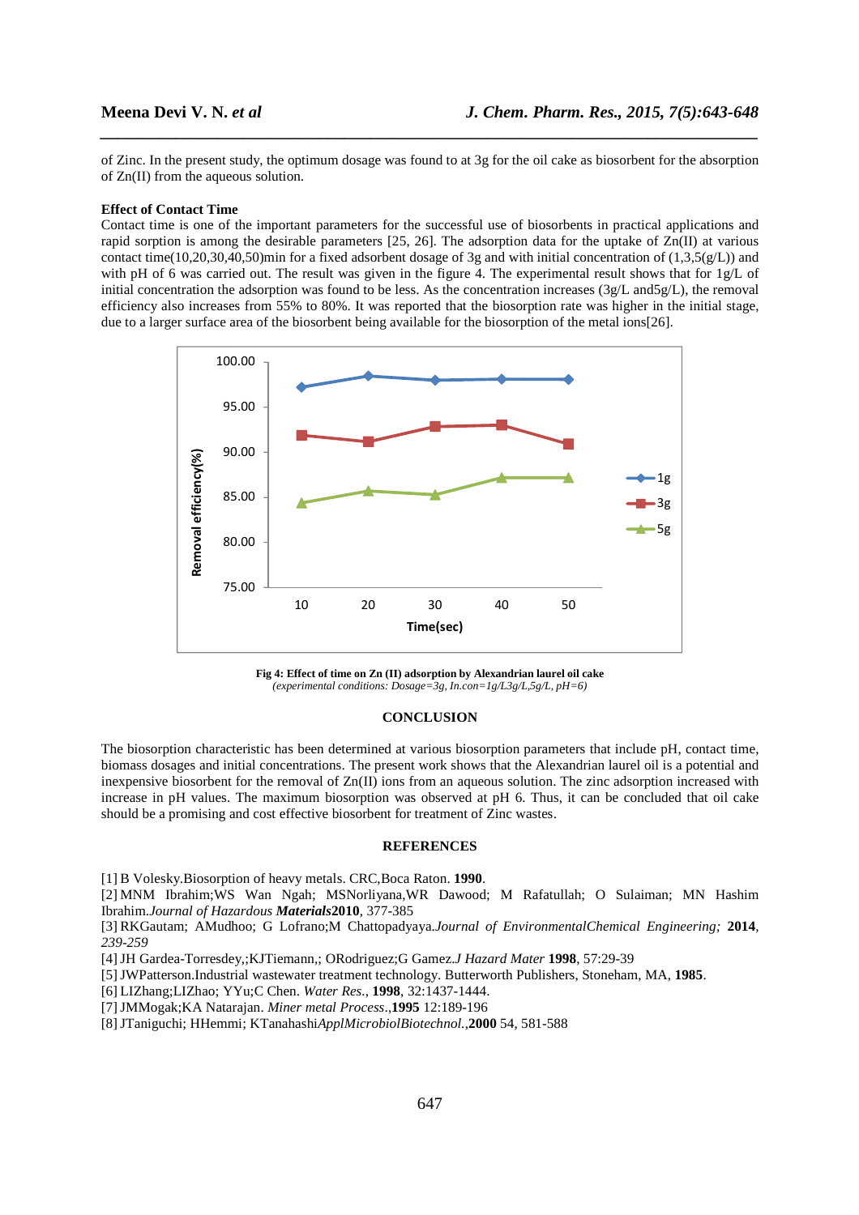of Zinc. In the present study, the optimum dosage was found to at 3g for the oil cake as biosorbent for the absorption of Zn(II) from the aqueous solution.

### Effect of Contact Time

Contact time is one of the important parameters for the successful use of biosorbents in practical applications and rapid sorption is among the desirable parameters [25, 26]. The adsorption data for the uptake of Zn(II) at various contact time(10,20,30,40,50)min for a fixed adsorbent dosage of 3g and with initial concentration of (1,3,5(g/L)) and with pH of 6 was carried out. The result was given in the figure 4. The experimental result shows that for 1g/L of initial concentration the adsorption was found to be less. As the concentration increases (3g/L and5g/L), the removal efficiency also increases from 55% to 80%. It was reported that the biosorption rate was higher in the initial stage, due to a larger surface area of the biosorbent being available for the biosorption of the metal ions[26].

**Fig 4: Effect of time on Zn (II) adsorption by Alexandrian laurel oil cake**
*(experimental conditions: Dosage=3g, In.con=1g/L3g/L,5g/L, pH=6)*

## CONCLUSION

The biosorption characteristic has been determined at various biosorption parameters that include pH, contact time, biomass dosages and initial concentrations. The present work shows that the Alexandrian laurel oil is a potential and inexpensive biosorbent for the removal of Zn(II) ions from an aqueous solution. The zinc adsorption increased with increase in pH values. The maximum biosorption was observed at pH 6. Thus, it can be concluded that oil cake should be a promising and cost effective biosorbent for treatment of Zinc wastes.

## REFERENCES

[1] B Volesky.Biosorption of heavy metals. CRC,Boca Raton. **1990**.

[2] MNM Ibrahim;WS Wan Ngah; MSNorliyana,WR Dawood; M Rafatullah; O Sulaiman; MN Hashim Ibrahim.*Journal of Hazardous **Materials***2010, 377-385

[3] RKGautam; AMudhoo; G Lofrano;M Chattopadyaya.*Journal of EnvironmentalChemical Engineering;* **2014**, *239-259*

[4] JH Gardea-Torresdey,;KJTiemann,; ORodriguez;G Gamez.*J Hazard Mater* **1998**, 57:29-39

[5] JWPatterson.Industrial wastewater treatment technology. Butterworth Publishers, Stoneham, MA, **1985**.

[6] LIZhang;LIZhao; YYu;C Chen. *Water Res.*, **1998**, 32:1437-1444.

[7] JMMogak;KA Natarajan. *Miner metal Process*.,**1995** 12:189-196

[8] JTaniguchi; HHemmi; KTanahashi*ApplMicrobiolBiotechnol.*,**2000** 54, 581-588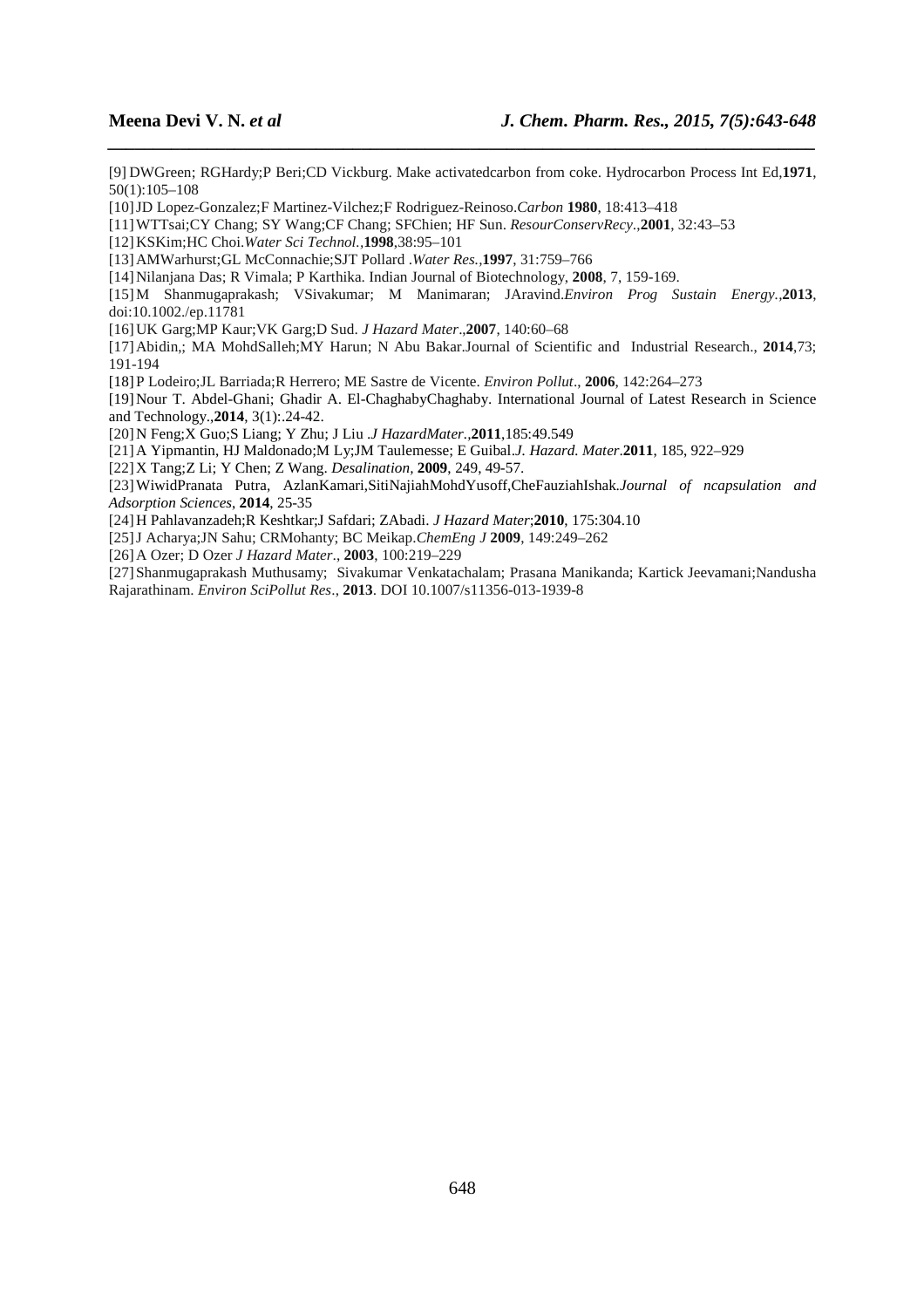[9] DWGreen; RGHardy;P Beri;CD Vickburg. Make activatedcarbon from coke. Hydrocarbon Process Int Ed,**1971**, 50(1):105–108

[10] JD Lopez-Gonzalez;F Martinez-Vilchez;F Rodriguez-Reinoso.*Carbon* **1980**, 18:413–418

[11] WTTsai;CY Chang; SY Wang;CF Chang; SFChien; HF Sun. *ResourConservRecy*.,**2001**, 32:43–53

[12] KSKim;HC Choi.*Water Sci Technol.*,**1998**,38:95–101

[13] AMWarhurst;GL McConnachie;SJT Pollard .*Water Res.*,**1997**, 31:759–766

[14] Nilanjana Das; R Vimala; P Karthika. Indian Journal of Biotechnology, **2008**, 7, 159-169.

[15] M Shanmugaprakash; VSivakumar; M Manimaran; JAravind.*Environ Prog Sustain Energy.*,**2013**, doi:10.1002./ep.11781

[16] UK Garg;MP Kaur;VK Garg;D Sud. *J Hazard Mater*.,**2007**, 140:60–68

[17] Abidin,; MA MohdSalleh;MY Harun; N Abu Bakar.Journal of Scientific and Industrial Research., **2014**,73; 191-194

[18] P Lodeiro;JL Barriada;R Herrero; ME Sastre de Vicente. *Environ Pollut*., **2006**, 142:264–273

[19] Nour T. Abdel-Ghani; Ghadir A. El-ChaghabyChaghaby. International Journal of Latest Research in Science and Technology.,**2014**, 3(1):.24-42.

[20] N Feng;X Guo;S Liang; Y Zhu; J Liu .*J HazardMater*.,**2011**,185:49.549

[21] A Yipmantin, HJ Maldonado;M Ly;JM Taulemesse; E Guibal.*J. Hazard. Mater*.**2011**, 185, 922–929

[22] X Tang;Z Li; Y Chen; Z Wang. *Desalination,* **2009**, 249, 49-57.

[23] WiwidPranata Putra, AzlanKamari,SitiNajiahMohdYusoff,CheFauziahIshak.*Journal of ncapsulation and Adsorption Sciences*, **2014**, 25-35

[24] H Pahlavanzadeh;R Keshtkar;J Safdari; ZAbadi. *J Hazard Mater*;**2010**, 175:304.10

[25] J Acharya;JN Sahu; CRMohanty; BC Meikap.*ChemEng J* **2009**, 149:249–262

[26] A Ozer; D Ozer *J Hazard Mater*., **2003**, 100:219–229

[27] Shanmugaprakash Muthusamy; Sivakumar Venkatachalam; Prasana Manikanda; Kartick Jeevamani;Nandusha Rajarathinam. *Environ SciPollut Res*., **2013**. DOI 10.1007/s11356-013-1939-8